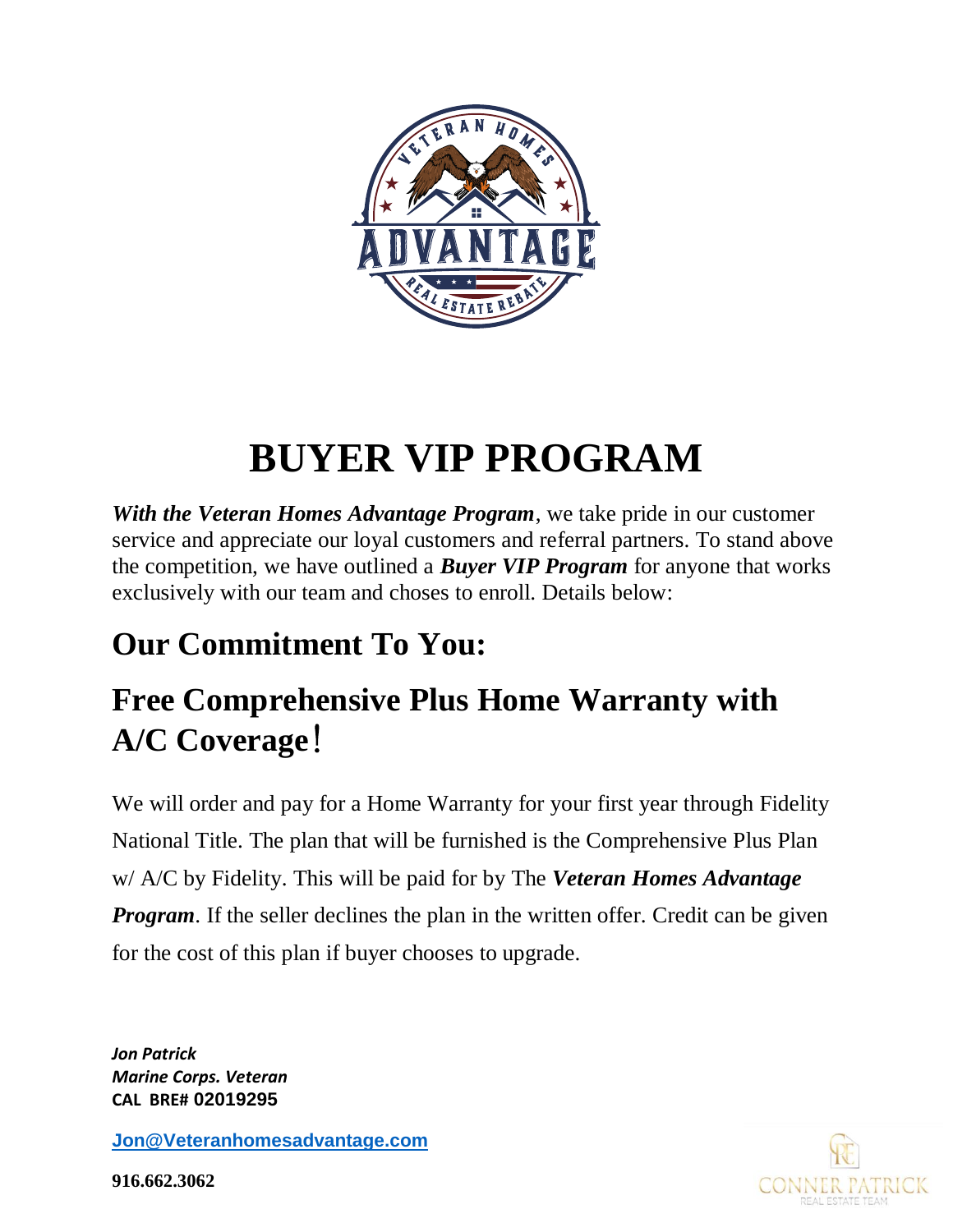# BUYER VIP PROGRAM

***With the Veteran Homes Advantage Program***, we take pride in our customer service and appreciate our loyal customers and referral partners. To stand above the competition, we have outlined a ***Buyer VIP Program*** for anyone that works exclusively with our team and choses to enroll. Details below:

## Our Commitment To You:

## Free Comprehensive Plus Home Warranty with A/C Coverage!

We will order and pay for a Home Warranty for your first year through Fidelity National Title. The plan that will be furnished is the Comprehensive Plus Plan w/ A/C by Fidelity. This will be paid for by The ***Veteran Homes Advantage Program***. If the seller declines the plan in the written offer. Credit can be given for the cost of this plan if buyer chooses to upgrade.

***Jon Patrick***
***Marine Corps. Veteran***
**CAL BRE# 02019295**

**Jon@Veteranhomesadvantage.com**

**916.662.3062**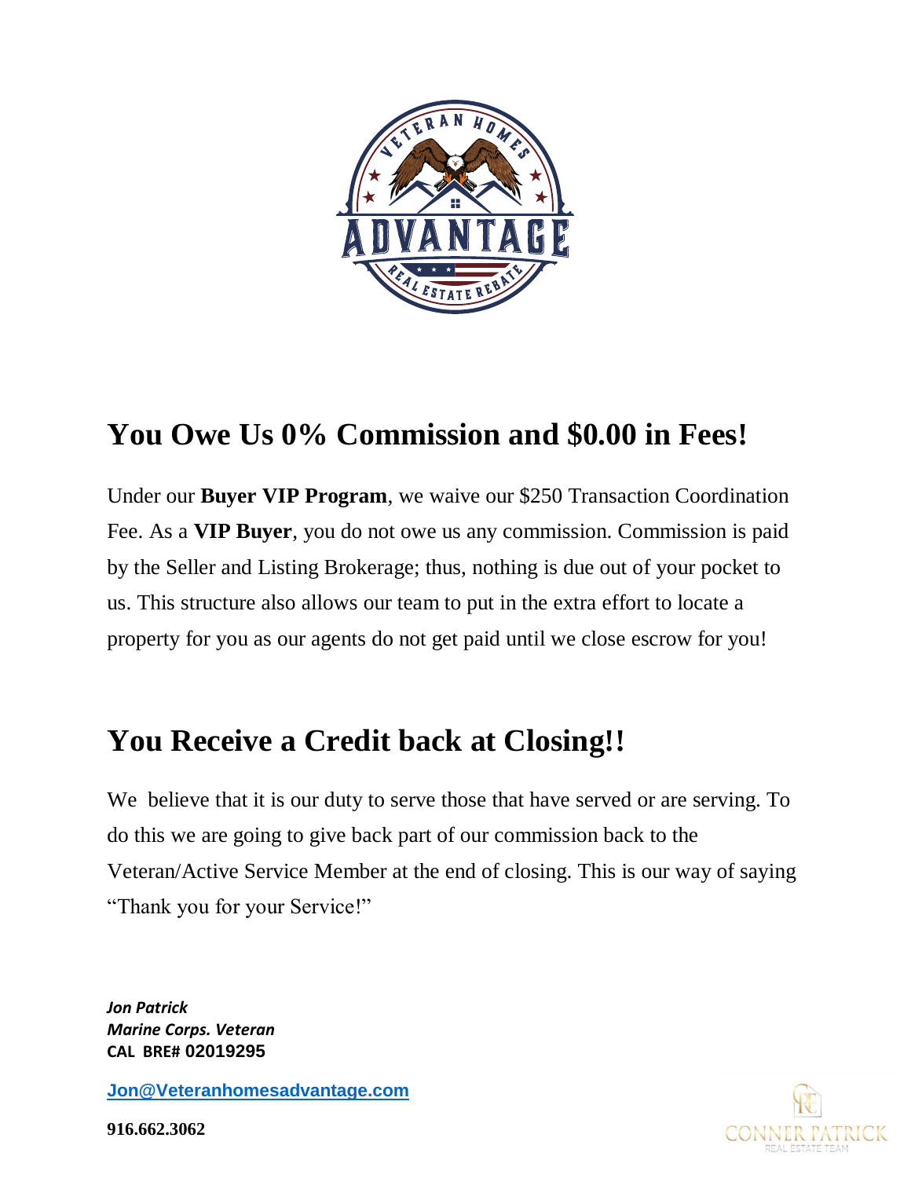## You Owe Us 0% Commission and $0.00 in Fees!

Under our **Buyer VIP Program**, we waive our $250 Transaction Coordination Fee. As a **VIP Buyer**, you do not owe us any commission. Commission is paid by the Seller and Listing Brokerage; thus, nothing is due out of your pocket to us. This structure also allows our team to put in the extra effort to locate a property for you as our agents do not get paid until we close escrow for you!

## You Receive a Credit back at Closing!!

We believe that it is our duty to serve those that have served or are serving. To do this we are going to give back part of our commission back to the Veteran/Active Service Member at the end of closing. This is our way of saying "Thank you for your Service!"

***Jon Patrick***
***Marine Corps. Veteran***
**CAL BRE# 02019295**

**Jon@Veteranhomesadvantage.com**

**916.662.3062**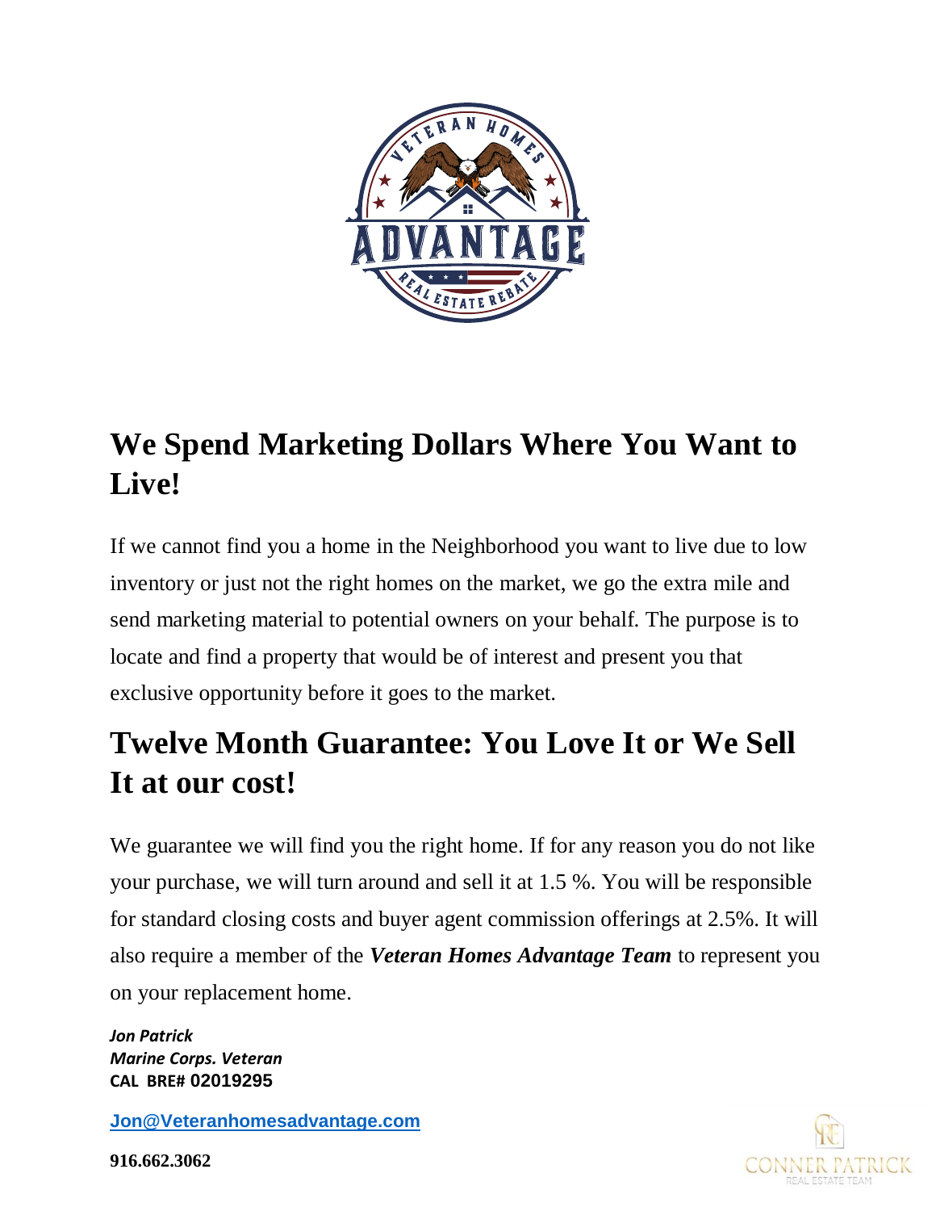## We Spend Marketing Dollars Where You Want to Live!

If we cannot find you a home in the Neighborhood you want to live due to low inventory or just not the right homes on the market, we go the extra mile and send marketing material to potential owners on your behalf. The purpose is to locate and find a property that would be of interest and present you that exclusive opportunity before it goes to the market.

## Twelve Month Guarantee: You Love It or We Sell It at our cost!

We guarantee we will find you the right home. If for any reason you do not like your purchase, we will turn around and sell it at 1.5 %. You will be responsible for standard closing costs and buyer agent commission offerings at 2.5%. It will also require a member of the ***Veteran Homes Advantage Team*** to represent you on your replacement home.

***Jon Patrick***
***Marine Corps. Veteran***
**CAL BRE# 02019295**

**Jon@Veteranhomesadvantage.com**

**916.662.3062**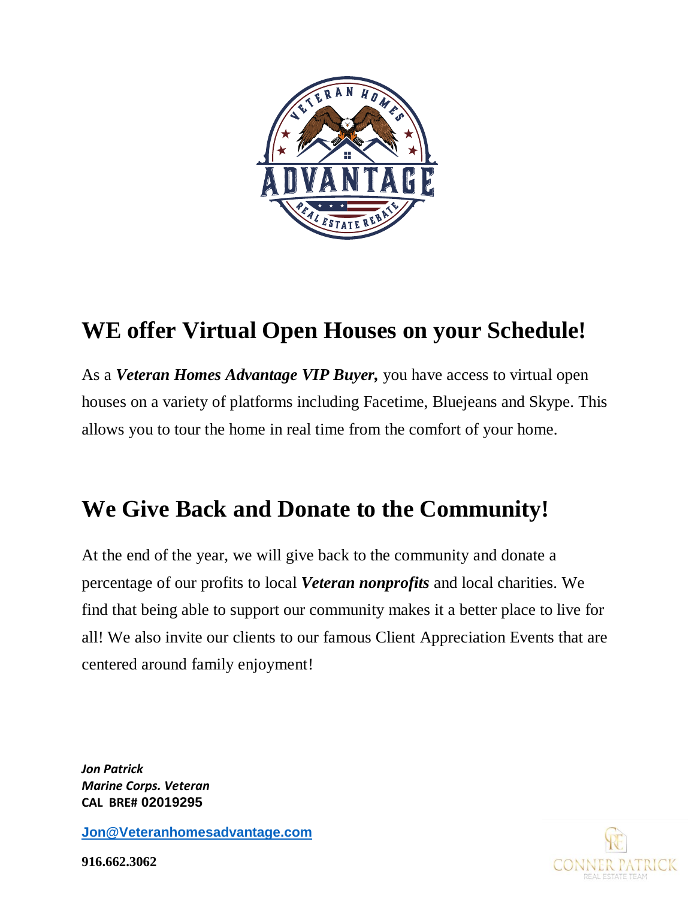## WE offer Virtual Open Houses on your Schedule!

As a ***Veteran Homes Advantage VIP Buyer,*** you have access to virtual open houses on a variety of platforms including Facetime, Bluejeans and Skype. This allows you to tour the home in real time from the comfort of your home.

## We Give Back and Donate to the Community!

At the end of the year, we will give back to the community and donate a percentage of our profits to local ***Veteran nonprofits*** and local charities. We find that being able to support our community makes it a better place to live for all! We also invite our clients to our famous Client Appreciation Events that are centered around family enjoyment!

***Jon Patrick***
***Marine Corps. Veteran***
**CAL BRE# 02019295**

**Jon@Veteranhomesadvantage.com**

**916.662.3062**